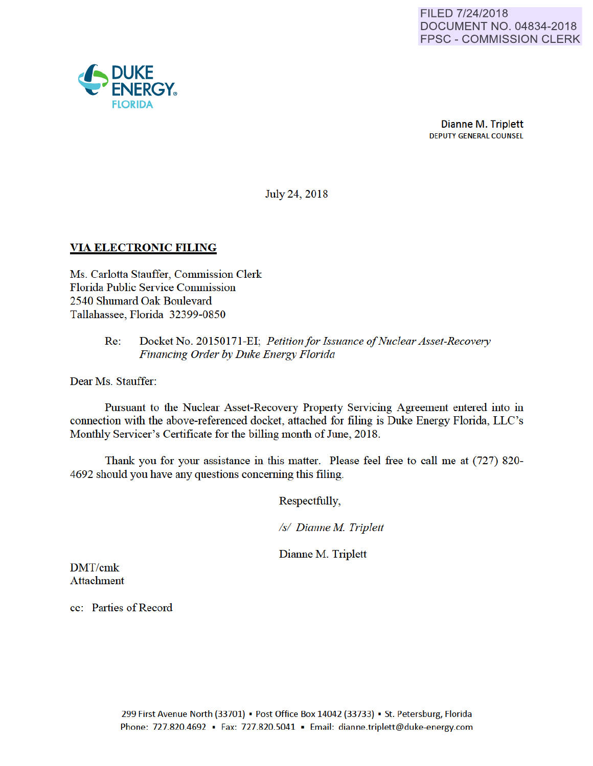FILED 7/24/2018
DOCUMENT NO. 04834-2018
FPSC - COMMISSION CLERK

DUKE ENERGY®
FLORIDA

**Dianne M. Triplett**
DEPUTY GENERAL COUNSEL

July 24, 2018

**VIA ELECTRONIC FILING**

Ms. Carlotta Stauffer, Commission Clerk
Florida Public Service Commission
2540 Shumard Oak Boulevard
Tallahassee, Florida 32399-0850

Re: Docket No. 20150171-EI; *Petition for Issuance of Nuclear Asset-Recovery Financing Order by Duke Energy Florida*

Dear Ms. Stauffer:

Pursuant to the Nuclear Asset-Recovery Property Servicing Agreement entered into in connection with the above-referenced docket, attached for filing is Duke Energy Florida, LLC's Monthly Servicer's Certificate for the billing month of June, 2018.

Thank you for your assistance in this matter. Please feel free to call me at (727) 820-4692 should you have any questions concerning this filing.

Respectfully,

*/s/ Dianne M. Triplett*

Dianne M. Triplett

DMT/cmk
Attachment

cc: Parties of Record

299 First Avenue North (33701) ▪ Post Office Box 14042 (33733) ▪ St. Petersburg, Florida
Phone: 727.820.4692 ▪ Fax: 727.820.5041 ▪ Email: dianne.triplett@duke-energy.com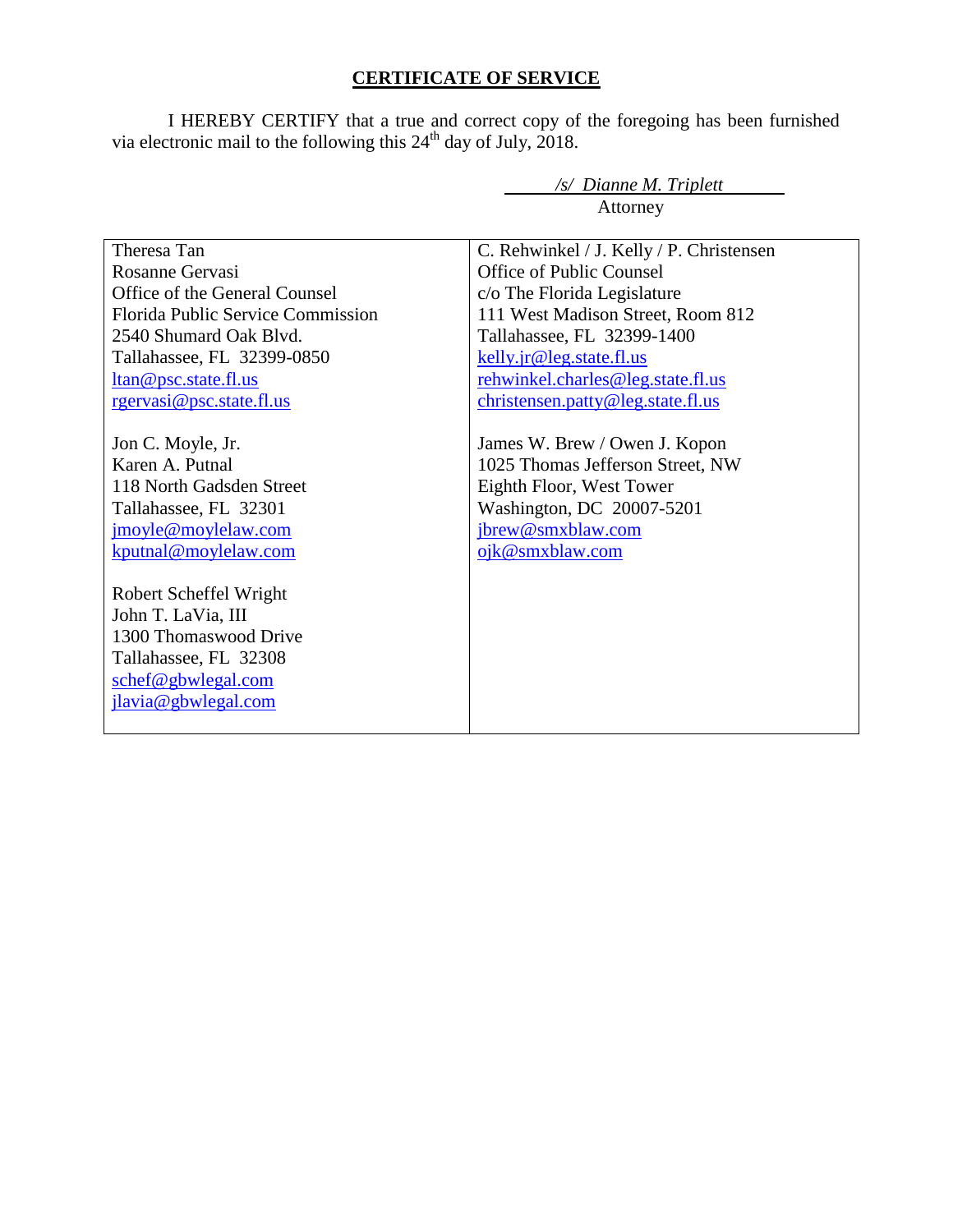## CERTIFICATE OF SERVICE

I HEREBY CERTIFY that a true and correct copy of the foregoing has been furnished via electronic mail to the following this 24th day of July, 2018.

*/s/ Dianne M. Triplett*
Attorney

| | |
|---|---|
| Theresa Tan<br>Rosanne Gervasi<br>Office of the General Counsel<br>Florida Public Service Commission<br>2540 Shumard Oak Blvd.<br>Tallahassee, FL 32399-0850<br>ltan@psc.state.fl.us<br>rgervasi@psc.state.fl.us | C. Rehwinkel / J. Kelly / P. Christensen<br>Office of Public Counsel<br>c/o The Florida Legislature<br>111 West Madison Street, Room 812<br>Tallahassee, FL 32399-1400<br>kelly.jr@leg.state.fl.us<br>rehwinkel.charles@leg.state.fl.us<br>christensen.patty@leg.state.fl.us |
| Jon C. Moyle, Jr.<br>Karen A. Putnal<br>118 North Gadsden Street<br>Tallahassee, FL 32301<br>jmoyle@moylelaw.com<br>kputnal@moylelaw.com | James W. Brew / Owen J. Kopon<br>1025 Thomas Jefferson Street, NW<br>Eighth Floor, West Tower<br>Washington, DC 20007-5201<br>jbrew@smxblaw.com<br>ojk@smxblaw.com |
| Robert Scheffel Wright<br>John T. LaVia, III<br>1300 Thomaswood Drive<br>Tallahassee, FL 32308<br>schef@gbwlegal.com<br>jlavia@gbwlegal.com | |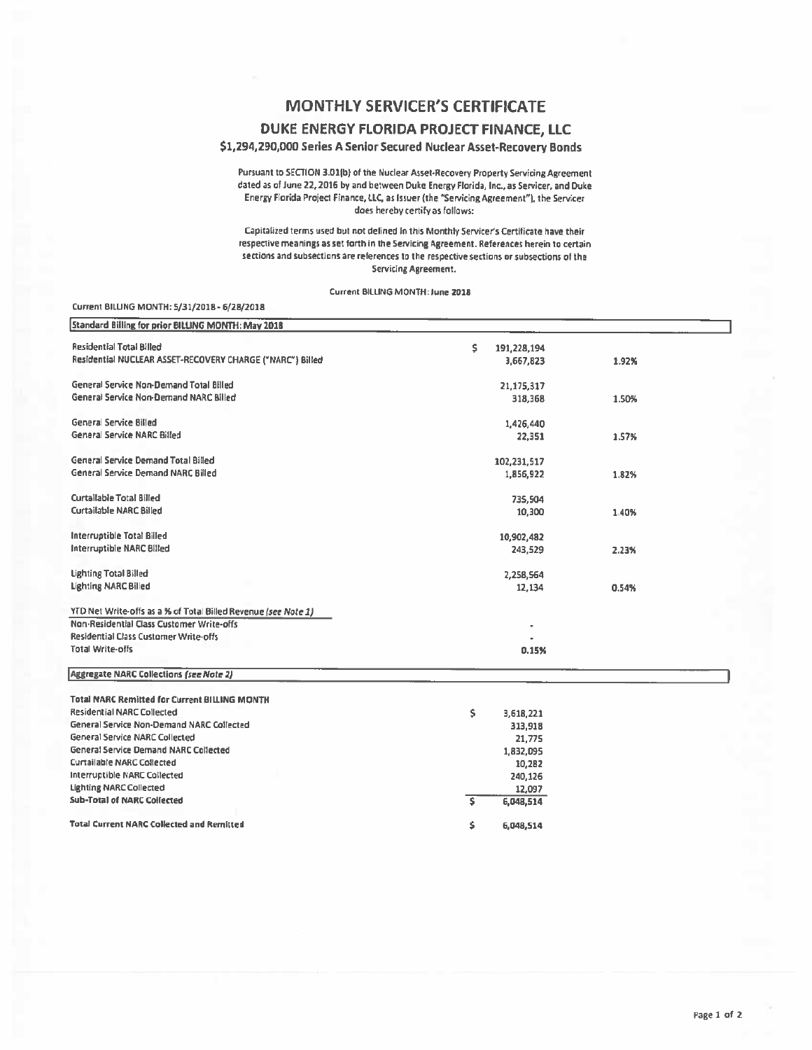# MONTHLY SERVICER'S CERTIFICATE

## DUKE ENERGY FLORIDA PROJECT FINANCE, LLC

### $1,294,290,000 Series A Senior Secured Nuclear Asset-Recovery Bonds

Pursuant to SECTION 3.01(b) of the Nuclear Asset-Recovery Property Servicing Agreement dated as of June 22, 2016 by and between Duke Energy Florida, Inc., as Servicer, and Duke Energy Florida Project Finance, LLC, as Issuer (the "Servicing Agreement"), the Servicer does hereby certify as follows:

Capitalized terms used but not defined in this Monthly Servicer's Certificate have their respective meanings as set forth in the Servicing Agreement. References herein to certain sections and subsections are references to the respective sections or subsections of the Servicing Agreement.

Current BILLING MONTH: June 2018

Current BILLING MONTH: 5/31/2018 - 6/28/2018

| Standard Billing for prior BILLING MONTH: May 2018 | | |
|---|---|---|
| Residential Total Billed | $ 191,228,194 | |
| Residential NUCLEAR ASSET-RECOVERY CHARGE ("NARC") Billed | 3,667,823 | 1.92% |
| General Service Non-Demand Total Billed | 21,175,317 | |
| General Service Non-Demand NARC Billed | 318,368 | 1.50% |
| General Service Billed | 1,426,440 | |
| General Service NARC Billed | 22,351 | 1.57% |
| General Service Demand Total Billed | 102,231,517 | |
| General Service Demand NARC Billed | 1,856,922 | 1.82% |
| Curtailable Total Billed | 735,504 | |
| Curtailable NARC Billed | 10,300 | 1.40% |
| Interruptible Total Billed | 10,902,482 | |
| Interruptible NARC Billed | 243,529 | 2.23% |
| Lighting Total Billed | 2,258,564 | |
| Lighting NARC Billed | 12,134 | 0.54% |
| YTD Net Write-offs as a % of Total Billed Revenue *(see Note 1)* | | |
| Non-Residential Class Customer Write-offs | - | |
| Residential Class Customer Write-offs | - | |
| Total Write-offs | 0.15% | |

| Aggregate NARC Collections *(see Note 2)* | |
|---|---|
| **Total NARC Remitted for Current BILLING MONTH** | |
| Residential NARC Collected | $ 3,618,221 |
| General Service Non-Demand NARC Collected | 313,918 |
| General Service NARC Collected | 21,775 |
| General Service Demand NARC Collected | 1,832,095 |
| Curtailable NARC Collected | 10,282 |
| Interruptible NARC Collected | 240,126 |
| Lighting NARC Collected | 12,097 |
| **Sub-Total of NARC Collected** | $ 6,048,514 |
| **Total Current NARC Collected and Remitted** | $ 6,048,514 |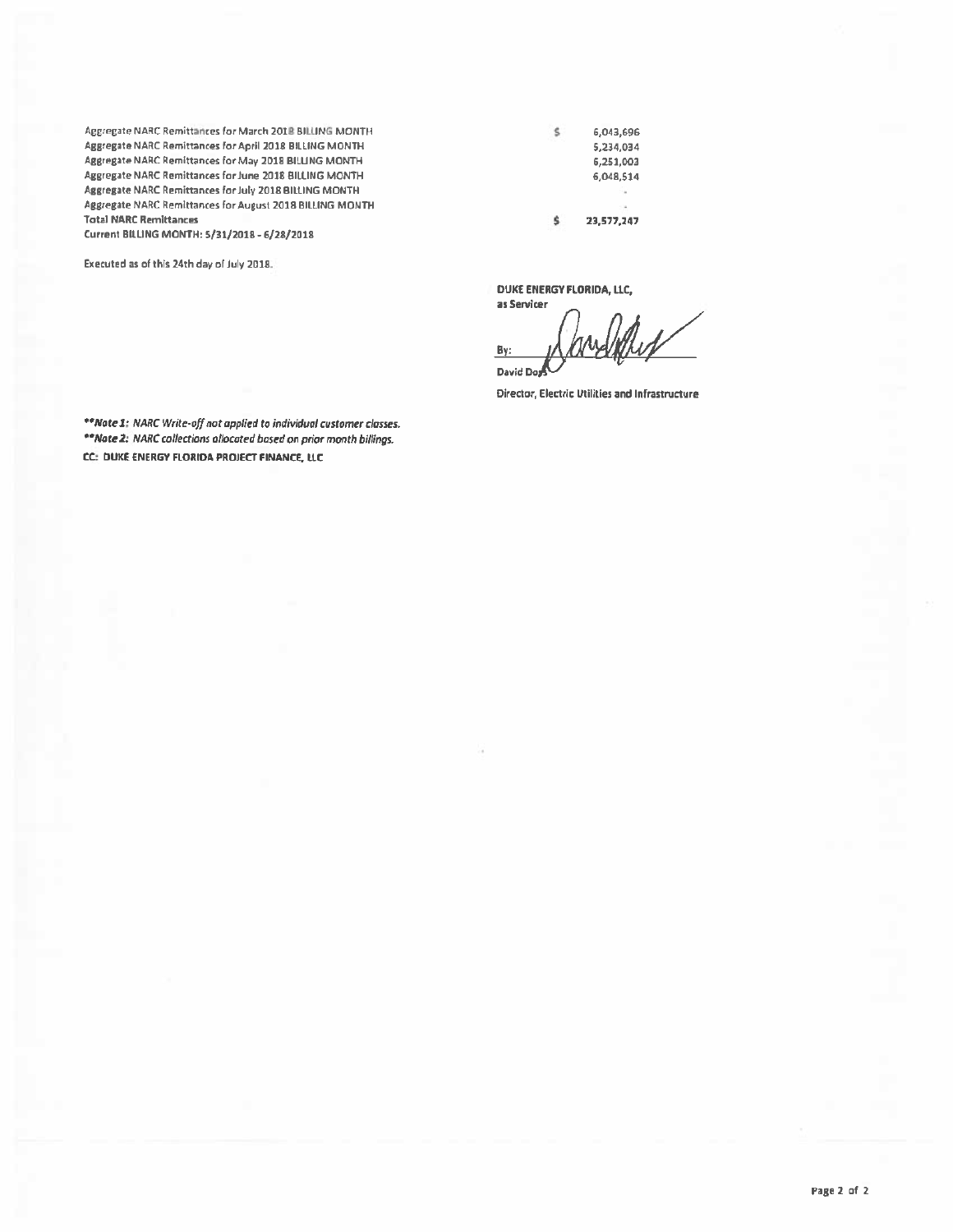| | | |
|---|---|---|
| Aggregate NARC Remittances for March 2018 BILLING MONTH | $ | 6,043,696 |
| Aggregate NARC Remittances for April 2018 BILLING MONTH | | 5,234,034 |
| Aggregate NARC Remittances for May 2018 BILLING MONTH | | 6,251,003 |
| Aggregate NARC Remittances for June 2018 BILLING MONTH | | 6,048,514 |
| Aggregate NARC Remittances for July 2018 BILLING MONTH | | - |
| Aggregate NARC Remittances for August 2018 BILLING MONTH | | - |
| **Total NARC Remittances** | $ | 23,577,247 |
| **Current BILLING MONTH: 5/31/2018 - 6/28/2018** | | |

Executed as of this 24th day of July 2018.

**DUKE ENERGY FLORIDA, LLC,**
**as Servicer**

By: ______________________
David Doss

Director, Electric Utilities and Infrastructure

***\*Note 1:** NARC Write-off not applied to individual customer classes.*
***\*Note 2:** NARC collections allocated based on prior month billings.*

**CC: DUKE ENERGY FLORIDA PROJECT FINANCE, LLC**